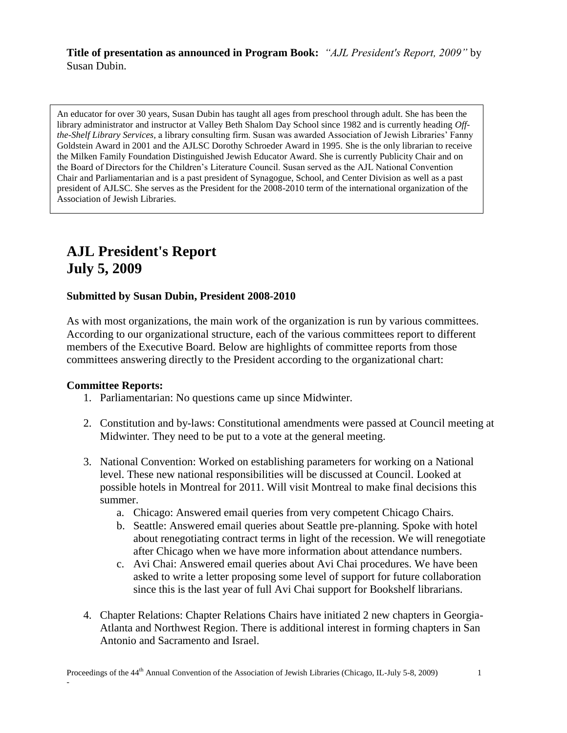**Title of presentation as announced in Program Book:** *"AJL President's Report, 2009"* by Susan Dubin.

An educator for over 30 years, Susan Dubin has taught all ages from preschool through adult. She has been the library administrator and instructor at Valley Beth Shalom Day School since 1982 and is currently heading *Off-the-Shelf Library Services*, a library consulting firm. Susan was awarded Association of Jewish Libraries' Fanny Goldstein Award in 2001 and the AJLSC Dorothy Schroeder Award in 1995. She is the only librarian to receive the Milken Family Foundation Distinguished Jewish Educator Award. She is currently Publicity Chair and on the Board of Directors for the Children's Literature Council. Susan served as the AJL National Convention Chair and Parliamentarian and is a past president of Synagogue, School, and Center Division as well as a past president of AJLSC. She serves as the President for the 2008-2010 term of the international organization of the Association of Jewish Libraries.

# AJL President's Report
# July 5, 2009

**Submitted by Susan Dubin, President 2008-2010**

As with most organizations, the main work of the organization is run by various committees. According to our organizational structure, each of the various committees report to different members of the Executive Board. Below are highlights of committee reports from those committees answering directly to the President according to the organizational chart:

**Committee Reports:**

1. Parliamentarian: No questions came up since Midwinter.

2. Constitution and by-laws: Constitutional amendments were passed at Council meeting at Midwinter. They need to be put to a vote at the general meeting.

3. National Convention: Worked on establishing parameters for working on a National level. These new national responsibilities will be discussed at Council. Looked at possible hotels in Montreal for 2011. Will visit Montreal to make final decisions this summer.
   a. Chicago: Answered email queries from very competent Chicago Chairs.
   b. Seattle: Answered email queries about Seattle pre-planning. Spoke with hotel about renegotiating contract terms in light of the recession. We will renegotiate after Chicago when we have more information about attendance numbers.
   c. Avi Chai: Answered email queries about Avi Chai procedures. We have been asked to write a letter proposing some level of support for future collaboration since this is the last year of full Avi Chai support for Bookshelf librarians.

4. Chapter Relations: Chapter Relations Chairs have initiated 2 new chapters in Georgia-Atlanta and Northwest Region. There is additional interest in forming chapters in San Antonio and Sacramento and Israel.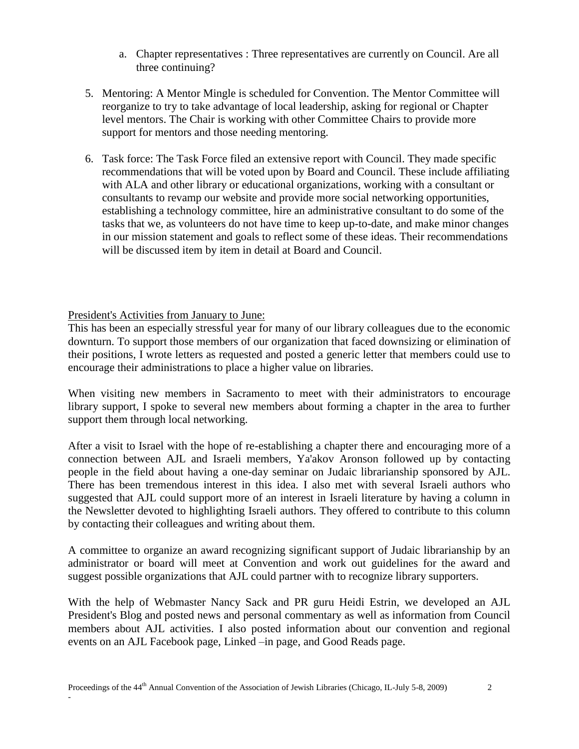a. Chapter representatives : Three representatives are currently on Council. Are all three continuing?

5. Mentoring: A Mentor Mingle is scheduled for Convention. The Mentor Committee will reorganize to try to take advantage of local leadership, asking for regional or Chapter level mentors. The Chair is working with other Committee Chairs to provide more support for mentors and those needing mentoring.

6. Task force: The Task Force filed an extensive report with Council. They made specific recommendations that will be voted upon by Board and Council. These include affiliating with ALA and other library or educational organizations, working with a consultant or consultants to revamp our website and provide more social networking opportunities, establishing a technology committee, hire an administrative consultant to do some of the tasks that we, as volunteers do not have time to keep up-to-date, and make minor changes in our mission statement and goals to reflect some of these ideas. Their recommendations will be discussed item by item in detail at Board and Council.

President's Activities from January to June:

This has been an especially stressful year for many of our library colleagues due to the economic downturn. To support those members of our organization that faced downsizing or elimination of their positions, I wrote letters as requested and posted a generic letter that members could use to encourage their administrations to place a higher value on libraries.

When visiting new members in Sacramento to meet with their administrators to encourage library support, I spoke to several new members about forming a chapter in the area to further support them through local networking.

After a visit to Israel with the hope of re-establishing a chapter there and encouraging more of a connection between AJL and Israeli members, Ya'akov Aronson followed up by contacting people in the field about having a one-day seminar on Judaic librarianship sponsored by AJL. There has been tremendous interest in this idea. I also met with several Israeli authors who suggested that AJL could support more of an interest in Israeli literature by having a column in the Newsletter devoted to highlighting Israeli authors. They offered to contribute to this column by contacting their colleagues and writing about them.

A committee to organize an award recognizing significant support of Judaic librarianship by an administrator or board will meet at Convention and work out guidelines for the award and suggest possible organizations that AJL could partner with to recognize library supporters.

With the help of Webmaster Nancy Sack and PR guru Heidi Estrin, we developed an AJL President's Blog and posted news and personal commentary as well as information from Council members about AJL activities. I also posted information about our convention and regional events on an AJL Facebook page, Linked –in page, and Good Reads page.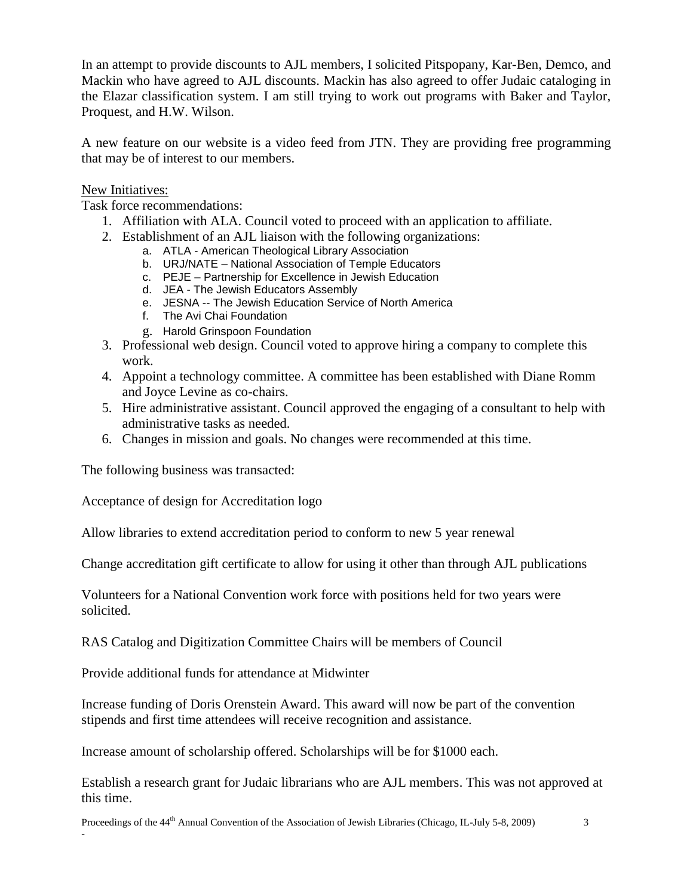In an attempt to provide discounts to AJL members, I solicited Pitspopany, Kar-Ben, Demco, and Mackin who have agreed to AJL discounts. Mackin has also agreed to offer Judaic cataloging in the Elazar classification system. I am still trying to work out programs with Baker and Taylor, Proquest, and H.W. Wilson.

A new feature on our website is a video feed from JTN. They are providing free programming that may be of interest to our members.

New Initiatives:

Task force recommendations:

1. Affiliation with ALA. Council voted to proceed with an application to affiliate.
2. Establishment of an AJL liaison with the following organizations:
   a. ATLA - American Theological Library Association
   b. URJ/NATE – National Association of Temple Educators
   c. PEJE – Partnership for Excellence in Jewish Education
   d. JEA - The Jewish Educators Assembly
   e. JESNA -- The Jewish Education Service of North America
   f. The Avi Chai Foundation
   g. Harold Grinspoon Foundation
3. Professional web design. Council voted to approve hiring a company to complete this work.
4. Appoint a technology committee. A committee has been established with Diane Romm and Joyce Levine as co-chairs.
5. Hire administrative assistant. Council approved the engaging of a consultant to help with administrative tasks as needed.
6. Changes in mission and goals. No changes were recommended at this time.

The following business was transacted:

Acceptance of design for Accreditation logo

Allow libraries to extend accreditation period to conform to new 5 year renewal

Change accreditation gift certificate to allow for using it other than through AJL publications

Volunteers for a National Convention work force with positions held for two years were solicited.

RAS Catalog and Digitization Committee Chairs will be members of Council

Provide additional funds for attendance at Midwinter

Increase funding of Doris Orenstein Award. This award will now be part of the convention stipends and first time attendees will receive recognition and assistance.

Increase amount of scholarship offered. Scholarships will be for $1000 each.

Establish a research grant for Judaic librarians who are AJL members. This was not approved at this time.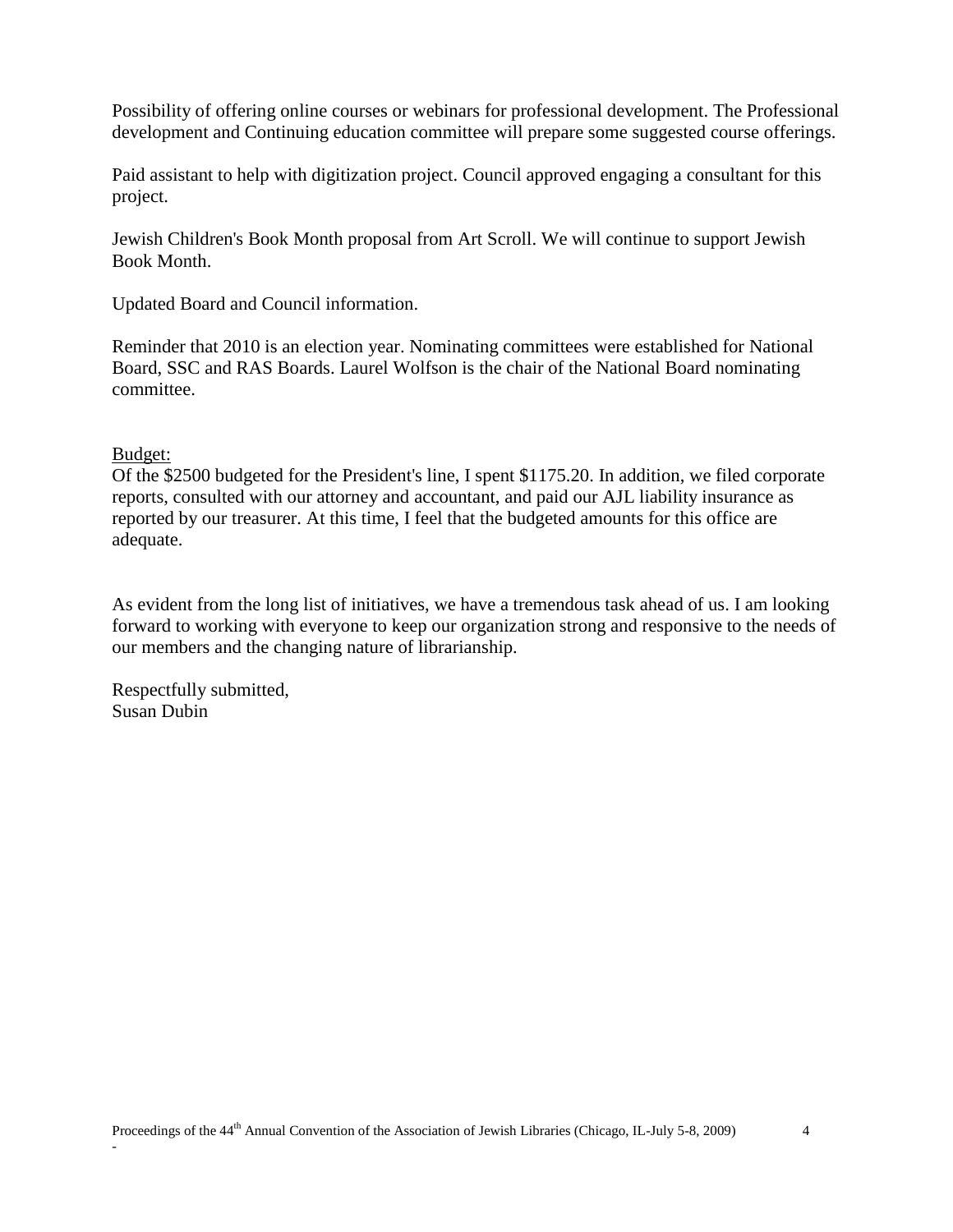Possibility of offering online courses or webinars for professional development. The Professional development and Continuing education committee will prepare some suggested course offerings.

Paid assistant to help with digitization project. Council approved engaging a consultant for this project.

Jewish Children's Book Month proposal from Art Scroll. We will continue to support Jewish Book Month.

Updated Board and Council information.

Reminder that 2010 is an election year. Nominating committees were established for National Board, SSC and RAS Boards. Laurel Wolfson is the chair of the National Board nominating committee.

<u>Budget:</u>
Of the $2500 budgeted for the President's line, I spent $1175.20. In addition, we filed corporate reports, consulted with our attorney and accountant, and paid our AJL liability insurance as reported by our treasurer. At this time, I feel that the budgeted amounts for this office are adequate.

As evident from the long list of initiatives, we have a tremendous task ahead of us. I am looking forward to working with everyone to keep our organization strong and responsive to the needs of our members and the changing nature of librarianship.

Respectfully submitted,
Susan Dubin